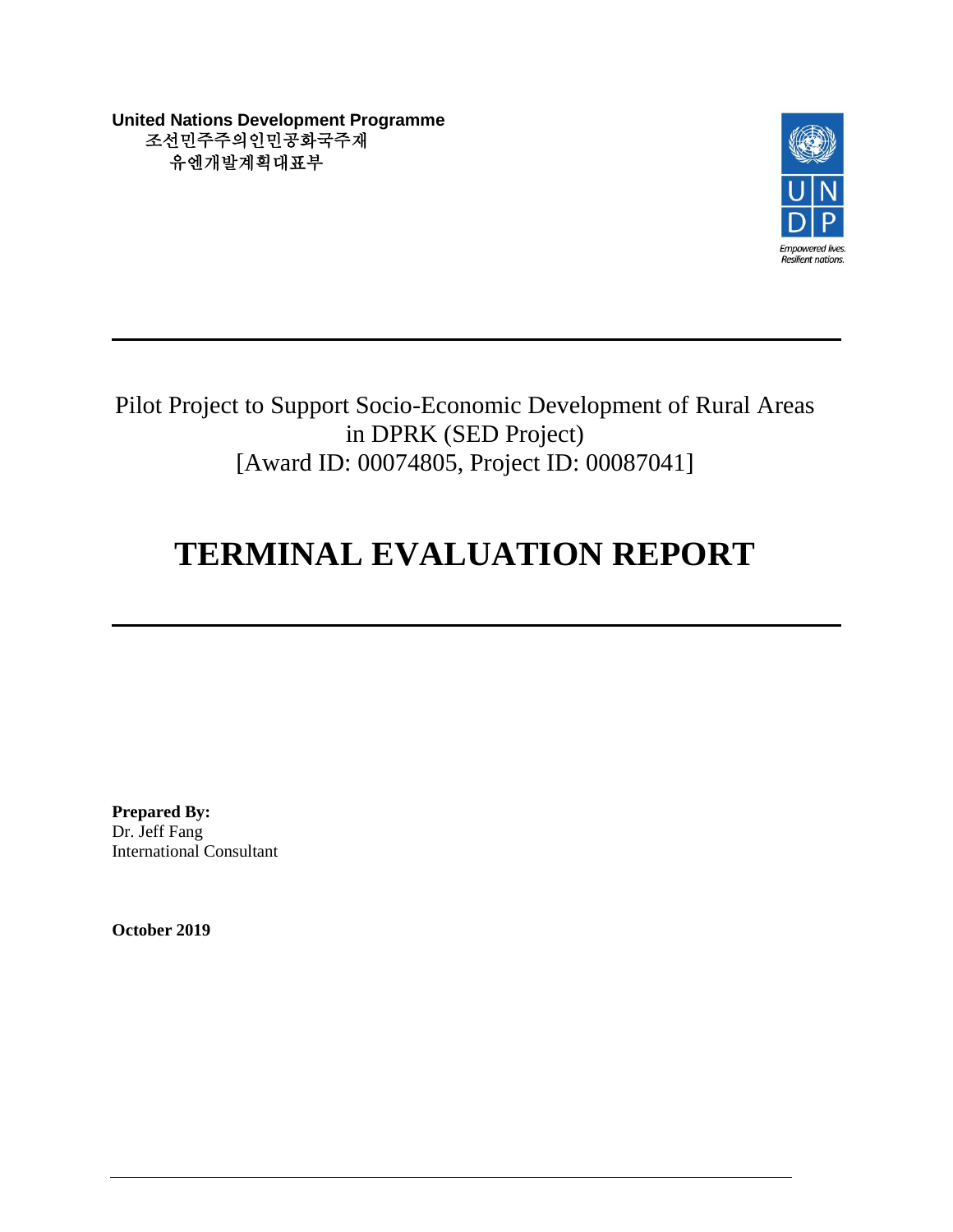**United Nations Development Programme**
조선민주주의인민공화국주재
유엔개발계획대표부

Empowered lives.
Resilient nations.

Pilot Project to Support Socio-Economic Development of Rural Areas in DPRK (SED Project)
[Award ID: 00074805, Project ID: 00087041]

# TERMINAL EVALUATION REPORT

**Prepared By:**
Dr. Jeff Fang
International Consultant

**October 2019**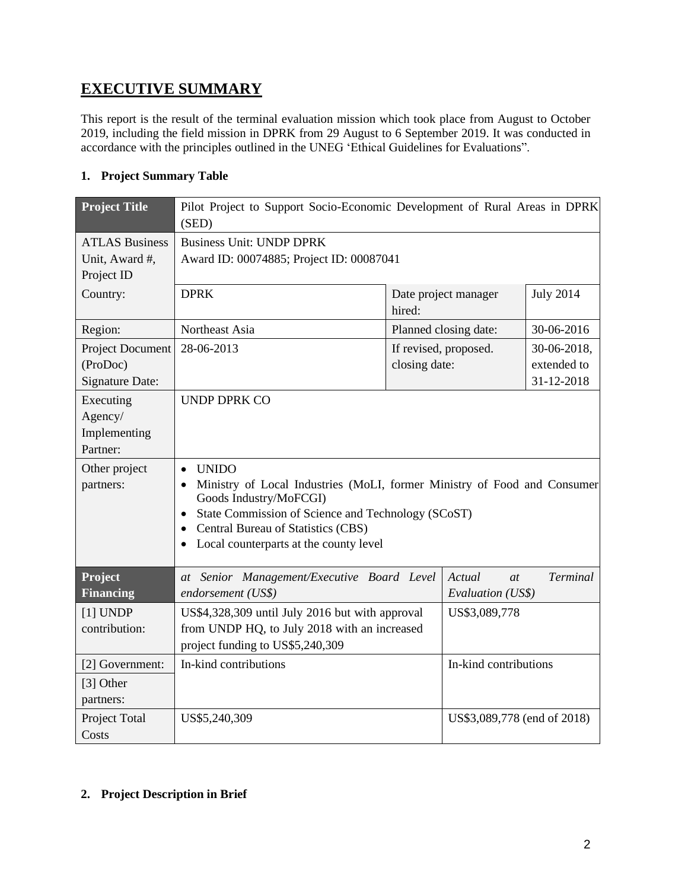# EXECUTIVE SUMMARY

This report is the result of the terminal evaluation mission which took place from August to October 2019, including the field mission in DPRK from 29 August to 6 September 2019. It was conducted in accordance with the principles outlined in the UNEG 'Ethical Guidelines for Evaluations".

## 1. Project Summary Table

| **Project Title** | Pilot Project to Support Socio-Economic Development of Rural Areas in DPRK (SED) | | |
|---|---|---|---|
| ATLAS Business Unit, Award #, Project ID | Business Unit: UNDP DPRK<br>Award ID: 00074885; Project ID: 00087041 | | |
| Country: | DPRK | Date project manager hired: | July 2014 |
| Region: | Northeast Asia | Planned closing date: | 30-06-2016 |
| Project Document (ProDoc) Signature Date: | 28-06-2013 | If revised, proposed. closing date: | 30-06-2018, extended to 31-12-2018 |
| Executing Agency/ Implementing Partner: | UNDP DPRK CO | | |
| Other project partners: | • UNIDO<br>• Ministry of Local Industries (MoLI, former Ministry of Food and Consumer Goods Industry/MoFCGI)<br>• State Commission of Science and Technology (SCoST)<br>• Central Bureau of Statistics (CBS)<br>• Local counterparts at the county level | | |

| **Project Financing** | *at Senior Management/Executive Board Level endorsement (US$)* | *Actual at Terminal Evaluation (US$)* |
|---|---|---|
| [1] UNDP contribution: | US$4,328,309 until July 2016 but with approval from UNDP HQ, to July 2018 with an increased project funding to US$5,240,309 | US$3,089,778 |
| [2] Government: | In-kind contributions | In-kind contributions |
| [3] Other partners: | | |
| Project Total Costs | US$5,240,309 | US$3,089,778 (end of 2018) |

## 2. Project Description in Brief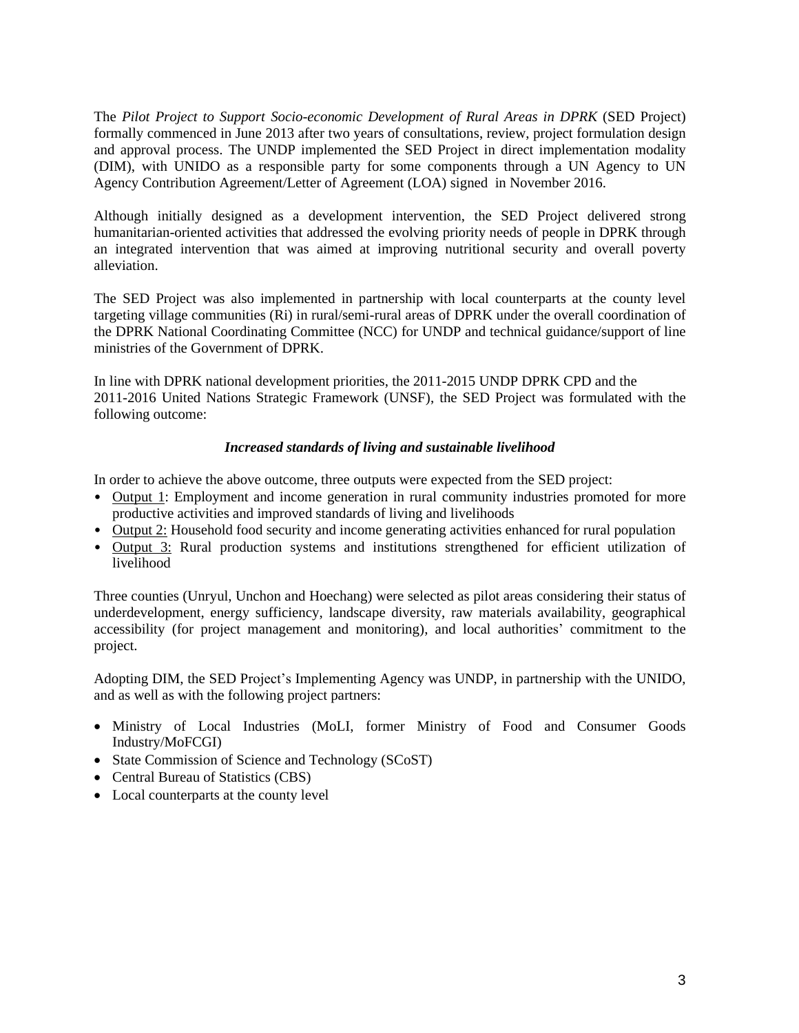The *Pilot Project to Support Socio-economic Development of Rural Areas in DPRK* (SED Project) formally commenced in June 2013 after two years of consultations, review, project formulation design and approval process. The UNDP implemented the SED Project in direct implementation modality (DIM), with UNIDO as a responsible party for some components through a UN Agency to UN Agency Contribution Agreement/Letter of Agreement (LOA) signed in November 2016.

Although initially designed as a development intervention, the SED Project delivered strong humanitarian-oriented activities that addressed the evolving priority needs of people in DPRK through an integrated intervention that was aimed at improving nutritional security and overall poverty alleviation.

The SED Project was also implemented in partnership with local counterparts at the county level targeting village communities (Ri) in rural/semi-rural areas of DPRK under the overall coordination of the DPRK National Coordinating Committee (NCC) for UNDP and technical guidance/support of line ministries of the Government of DPRK.

In line with DPRK national development priorities, the 2011-2015 UNDP DPRK CPD and the 2011-2016 United Nations Strategic Framework (UNSF), the SED Project was formulated with the following outcome:

***Increased standards of living and sustainable livelihood***

In order to achieve the above outcome, three outputs were expected from the SED project:

- <u>Output 1</u>: Employment and income generation in rural community industries promoted for more productive activities and improved standards of living and livelihoods
- <u>Output 2:</u> Household food security and income generating activities enhanced for rural population
- <u>Output 3:</u> Rural production systems and institutions strengthened for efficient utilization of livelihood

Three counties (Unryul, Unchon and Hoechang) were selected as pilot areas considering their status of underdevelopment, energy sufficiency, landscape diversity, raw materials availability, geographical accessibility (for project management and monitoring), and local authorities' commitment to the project.

Adopting DIM, the SED Project's Implementing Agency was UNDP, in partnership with the UNIDO, and as well as with the following project partners:

- Ministry of Local Industries (MoLI, former Ministry of Food and Consumer Goods Industry/MoFCGI)
- State Commission of Science and Technology (SCoST)
- Central Bureau of Statistics (CBS)
- Local counterparts at the county level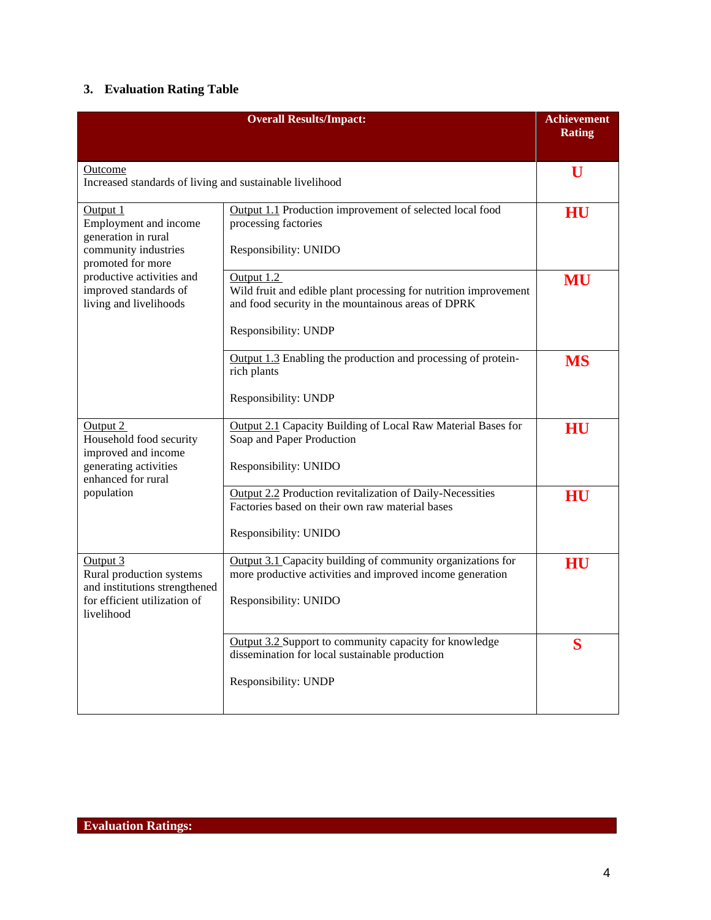### 3. Evaluation Rating Table

| Overall Results/Impact: | | Achievement Rating |
|---|---|---|
| Outcome<br>Increased standards of living and sustainable livelihood | | **U** |
| Output 1<br>Employment and income generation in rural community industries promoted for more productive activities and improved standards of living and livelihoods | Output 1.1 Production improvement of selected local food processing factories<br><br>Responsibility: UNIDO | **HU** |
| | Output 1.2<br>Wild fruit and edible plant processing for nutrition improvement and food security in the mountainous areas of DPRK<br><br>Responsibility: UNDP | **MU** |
| | Output 1.3 Enabling the production and processing of protein-rich plants<br><br>Responsibility: UNDP | **MS** |
| Output 2<br>Household food security improved and income generating activities enhanced for rural population | Output 2.1 Capacity Building of Local Raw Material Bases for Soap and Paper Production<br><br>Responsibility: UNIDO | **HU** |
| | Output 2.2 Production revitalization of Daily-Necessities Factories based on their own raw material bases<br><br>Responsibility: UNIDO | **HU** |
| Output 3<br>Rural production systems and institutions strengthened for efficient utilization of livelihood | Output 3.1 Capacity building of community organizations for more productive activities and improved income generation<br><br>Responsibility: UNIDO | **HU** |
| | Output 3.2 Support to community capacity for knowledge dissemination for local sustainable production<br><br>Responsibility: UNDP | **S** |

**Evaluation Ratings:**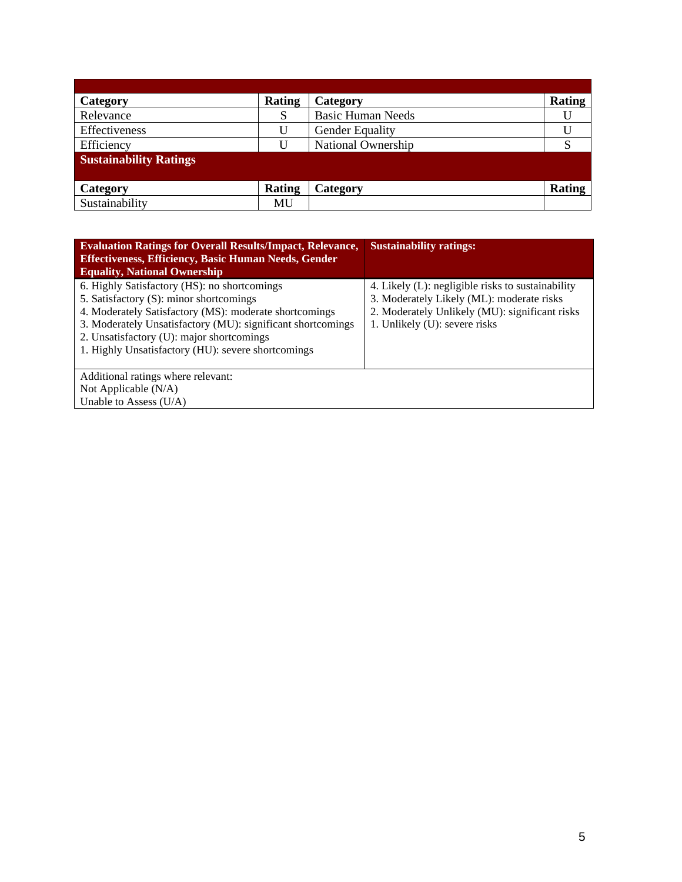| Category | Rating | Category | Rating |
|---|---|---|---|
| Relevance | S | Basic Human Needs | U |
| Effectiveness | U | Gender Equality | U |
| Efficiency | U | National Ownership | S |
| **Sustainability Ratings** | | | |
| **Category** | **Rating** | **Category** | **Rating** |
| Sustainability | MU | | |

| Evaluation Ratings for Overall Results/Impact, Relevance, Effectiveness, Efficiency, Basic Human Needs, Gender Equality, National Ownership | Sustainability ratings: |
|---|---|
| 6. Highly Satisfactory (HS): no shortcomings<br>5. Satisfactory (S): minor shortcomings<br>4. Moderately Satisfactory (MS): moderate shortcomings<br>3. Moderately Unsatisfactory (MU): significant shortcomings<br>2. Unsatisfactory (U): major shortcomings<br>1. Highly Unsatisfactory (HU): severe shortcomings | 4. Likely (L): negligible risks to sustainability<br>3. Moderately Likely (ML): moderate risks<br>2. Moderately Unlikely (MU): significant risks<br>1. Unlikely (U): severe risks |
| Additional ratings where relevant:<br>Not Applicable (N/A)<br>Unable to Assess (U/A) | |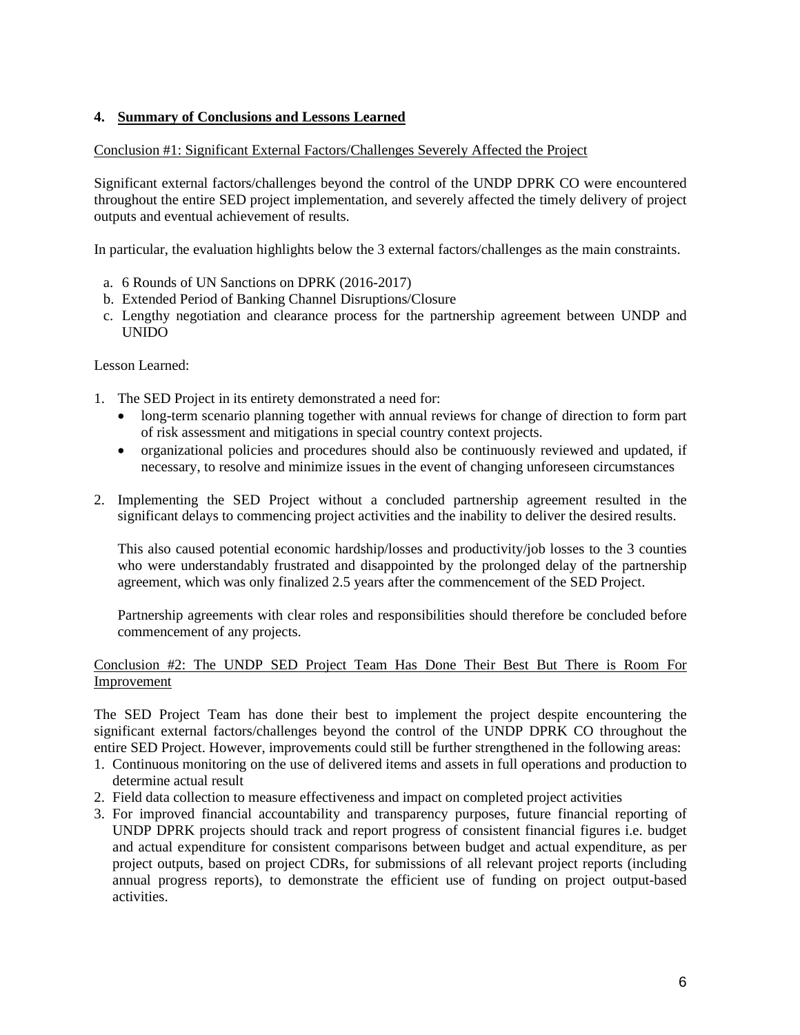## 4. Summary of Conclusions and Lessons Learned

Conclusion #1: Significant External Factors/Challenges Severely Affected the Project

Significant external factors/challenges beyond the control of the UNDP DPRK CO were encountered throughout the entire SED project implementation, and severely affected the timely delivery of project outputs and eventual achievement of results.

In particular, the evaluation highlights below the 3 external factors/challenges as the main constraints.

a. 6 Rounds of UN Sanctions on DPRK (2016-2017)
b. Extended Period of Banking Channel Disruptions/Closure
c. Lengthy negotiation and clearance process for the partnership agreement between UNDP and UNIDO

Lesson Learned:

1. The SED Project in its entirety demonstrated a need for:
   - long-term scenario planning together with annual reviews for change of direction to form part of risk assessment and mitigations in special country context projects.
   - organizational policies and procedures should also be continuously reviewed and updated, if necessary, to resolve and minimize issues in the event of changing unforeseen circumstances

2. Implementing the SED Project without a concluded partnership agreement resulted in the significant delays to commencing project activities and the inability to deliver the desired results.

   This also caused potential economic hardship/losses and productivity/job losses to the 3 counties who were understandably frustrated and disappointed by the prolonged delay of the partnership agreement, which was only finalized 2.5 years after the commencement of the SED Project.

   Partnership agreements with clear roles and responsibilities should therefore be concluded before commencement of any projects.

Conclusion #2: The UNDP SED Project Team Has Done Their Best But There is Room For Improvement

The SED Project Team has done their best to implement the project despite encountering the significant external factors/challenges beyond the control of the UNDP DPRK CO throughout the entire SED Project. However, improvements could still be further strengthened in the following areas:

1. Continuous monitoring on the use of delivered items and assets in full operations and production to determine actual result
2. Field data collection to measure effectiveness and impact on completed project activities
3. For improved financial accountability and transparency purposes, future financial reporting of UNDP DPRK projects should track and report progress of consistent financial figures i.e. budget and actual expenditure for consistent comparisons between budget and actual expenditure, as per project outputs, based on project CDRs, for submissions of all relevant project reports (including annual progress reports), to demonstrate the efficient use of funding on project output-based activities.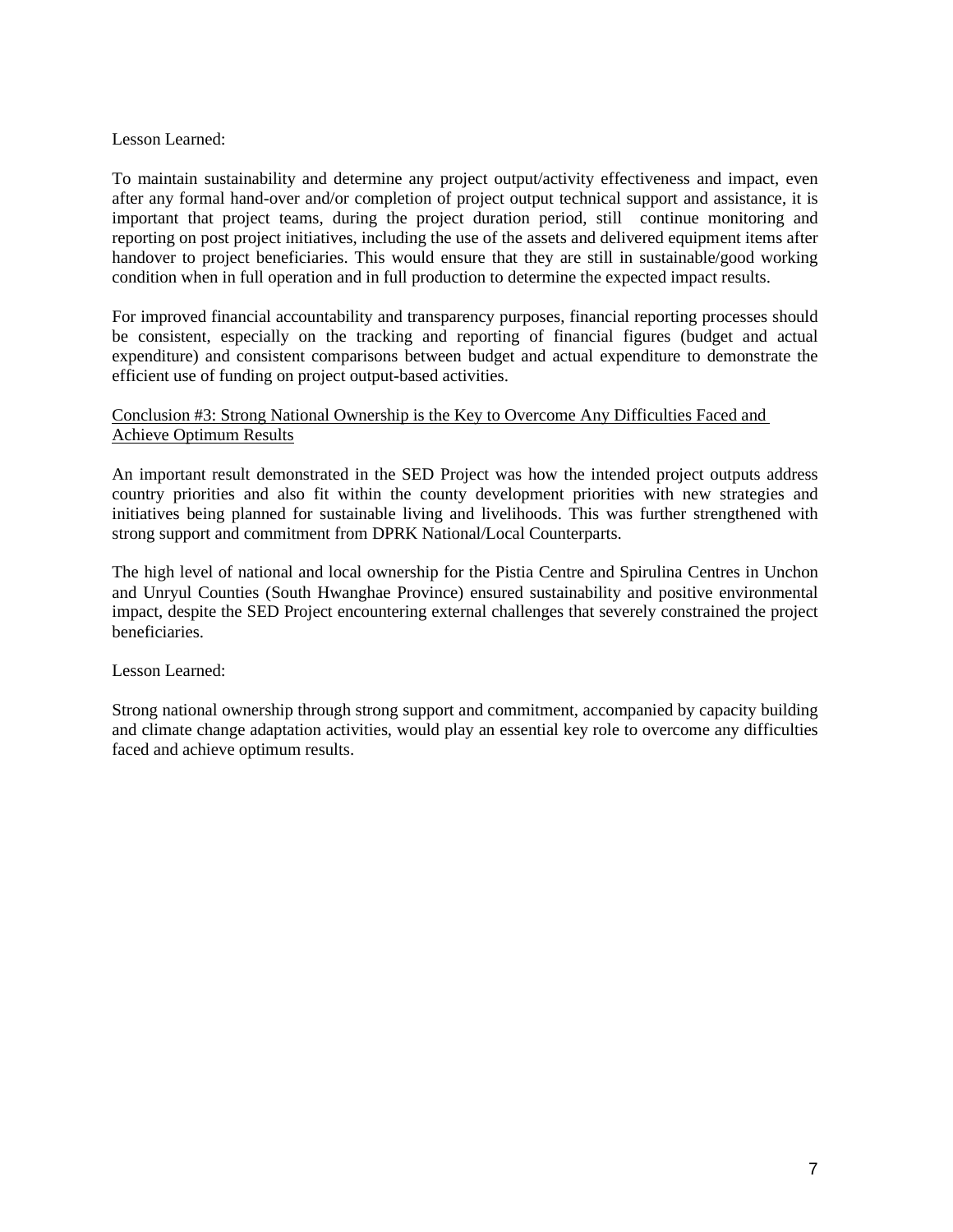Lesson Learned:

To maintain sustainability and determine any project output/activity effectiveness and impact, even after any formal hand-over and/or completion of project output technical support and assistance, it is important that project teams, during the project duration period, still continue monitoring and reporting on post project initiatives, including the use of the assets and delivered equipment items after handover to project beneficiaries. This would ensure that they are still in sustainable/good working condition when in full operation and in full production to determine the expected impact results.

For improved financial accountability and transparency purposes, financial reporting processes should be consistent, especially on the tracking and reporting of financial figures (budget and actual expenditure) and consistent comparisons between budget and actual expenditure to demonstrate the efficient use of funding on project output-based activities.

<u>Conclusion #3: Strong National Ownership is the Key to Overcome Any Difficulties Faced and Achieve Optimum Results</u>

An important result demonstrated in the SED Project was how the intended project outputs address country priorities and also fit within the county development priorities with new strategies and initiatives being planned for sustainable living and livelihoods. This was further strengthened with strong support and commitment from DPRK National/Local Counterparts.

The high level of national and local ownership for the Pistia Centre and Spirulina Centres in Unchon and Unryul Counties (South Hwanghae Province) ensured sustainability and positive environmental impact, despite the SED Project encountering external challenges that severely constrained the project beneficiaries.

Lesson Learned:

Strong national ownership through strong support and commitment, accompanied by capacity building and climate change adaptation activities, would play an essential key role to overcome any difficulties faced and achieve optimum results.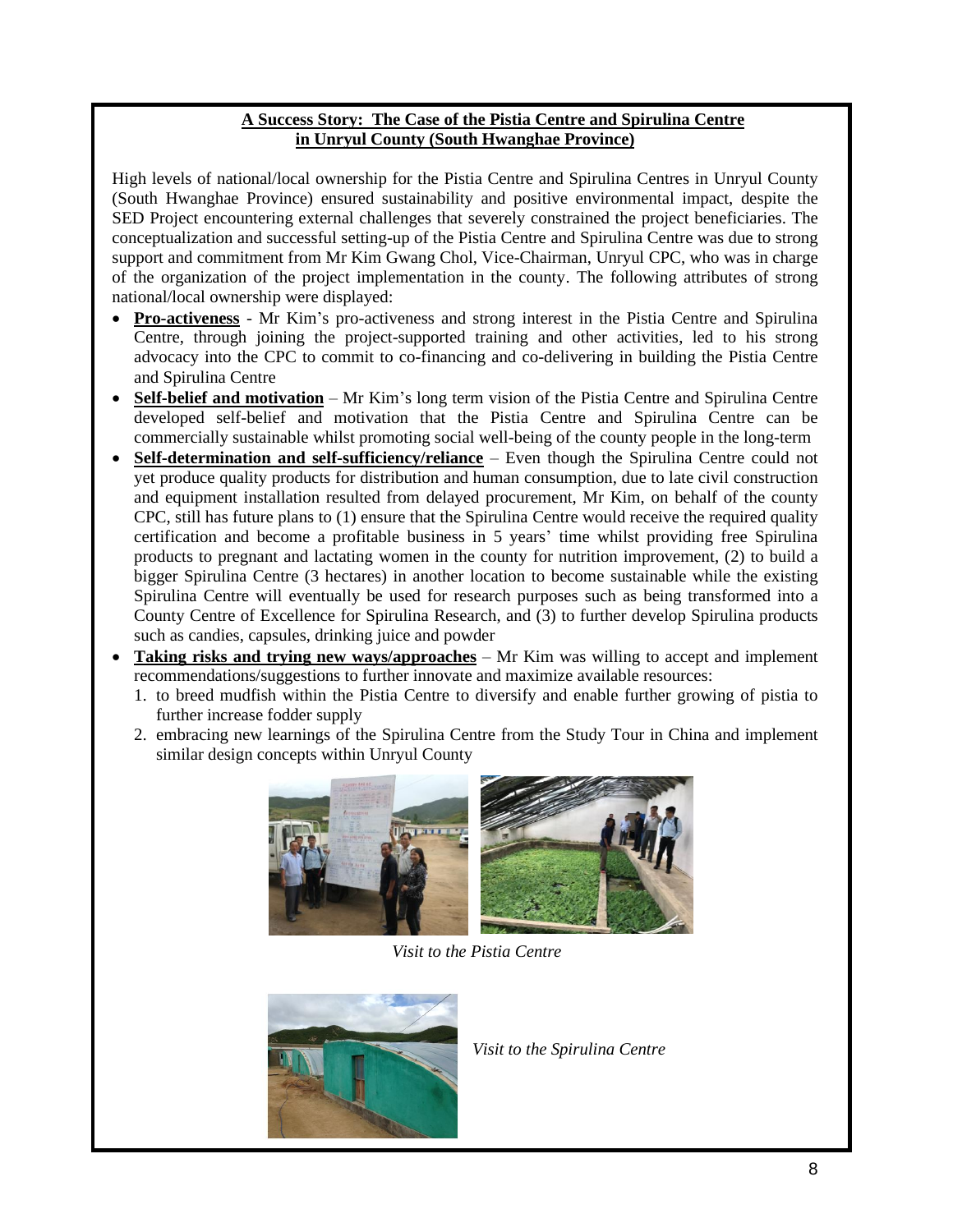**A Success Story: The Case of the Pistia Centre and Spirulina Centre in Unryul County (South Hwanghae Province)**

High levels of national/local ownership for the Pistia Centre and Spirulina Centres in Unryul County (South Hwanghae Province) ensured sustainability and positive environmental impact, despite the SED Project encountering external challenges that severely constrained the project beneficiaries. The conceptualization and successful setting-up of the Pistia Centre and Spirulina Centre was due to strong support and commitment from Mr Kim Gwang Chol, Vice-Chairman, Unryul CPC, who was in charge of the organization of the project implementation in the county. The following attributes of strong national/local ownership were displayed:

- **Pro-activeness** - Mr Kim's pro-activeness and strong interest in the Pistia Centre and Spirulina Centre, through joining the project-supported training and other activities, led to his strong advocacy into the CPC to commit to co-financing and co-delivering in building the Pistia Centre and Spirulina Centre
- **Self-belief and motivation** – Mr Kim's long term vision of the Pistia Centre and Spirulina Centre developed self-belief and motivation that the Pistia Centre and Spirulina Centre can be commercially sustainable whilst promoting social well-being of the county people in the long-term
- **Self-determination and self-sufficiency/reliance** – Even though the Spirulina Centre could not yet produce quality products for distribution and human consumption, due to late civil construction and equipment installation resulted from delayed procurement, Mr Kim, on behalf of the county CPC, still has future plans to (1) ensure that the Spirulina Centre would receive the required quality certification and become a profitable business in 5 years' time whilst providing free Spirulina products to pregnant and lactating women in the county for nutrition improvement, (2) to build a bigger Spirulina Centre (3 hectares) in another location to become sustainable while the existing Spirulina Centre will eventually be used for research purposes such as being transformed into a County Centre of Excellence for Spirulina Research, and (3) to further develop Spirulina products such as candies, capsules, drinking juice and powder
- **Taking risks and trying new ways/approaches** – Mr Kim was willing to accept and implement recommendations/suggestions to further innovate and maximize available resources:
  1. to breed mudfish within the Pistia Centre to diversify and enable further growing of pistia to further increase fodder supply
  2. embracing new learnings of the Spirulina Centre from the Study Tour in China and implement similar design concepts within Unryul County

*Visit to the Pistia Centre*

*Visit to the Spirulina Centre*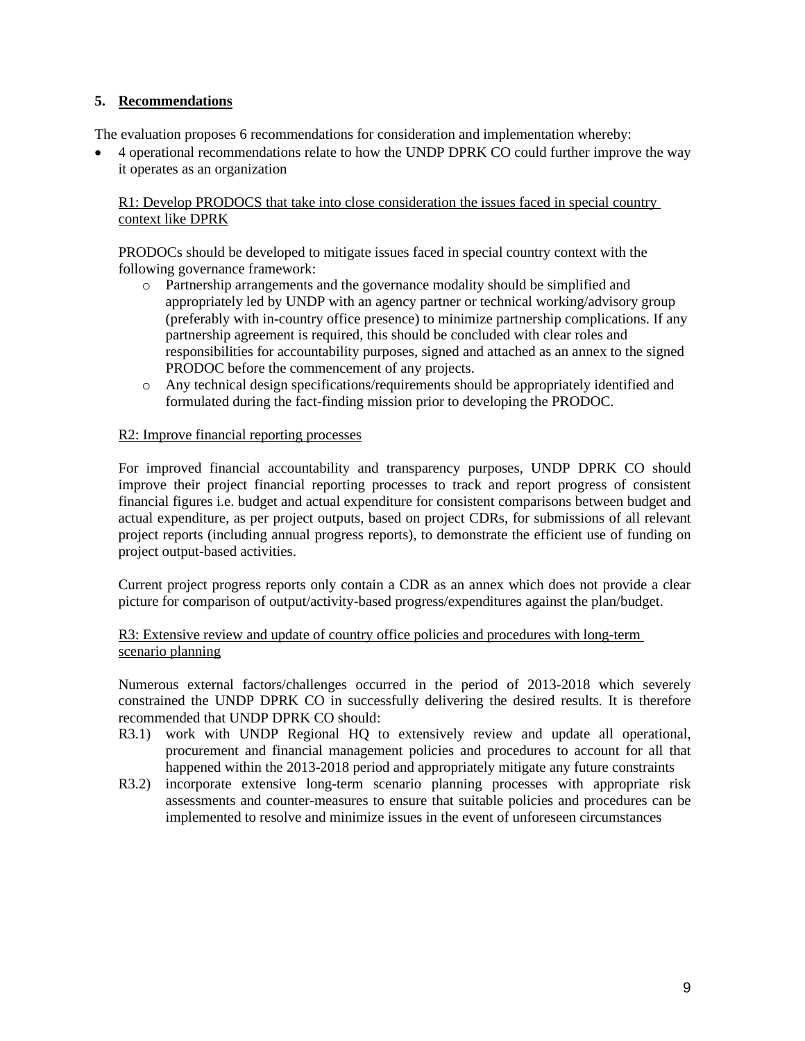## 5. Recommendations

The evaluation proposes 6 recommendations for consideration and implementation whereby:

- 4 operational recommendations relate to how the UNDP DPRK CO could further improve the way it operates as an organization

R1: Develop PRODOCS that take into close consideration the issues faced in special country context like DPRK

PRODOCs should be developed to mitigate issues faced in special country context with the following governance framework:

- Partnership arrangements and the governance modality should be simplified and appropriately led by UNDP with an agency partner or technical working/advisory group (preferably with in-country office presence) to minimize partnership complications. If any partnership agreement is required, this should be concluded with clear roles and responsibilities for accountability purposes, signed and attached as an annex to the signed PRODOC before the commencement of any projects.
- Any technical design specifications/requirements should be appropriately identified and formulated during the fact-finding mission prior to developing the PRODOC.

R2: Improve financial reporting processes

For improved financial accountability and transparency purposes, UNDP DPRK CO should improve their project financial reporting processes to track and report progress of consistent financial figures i.e. budget and actual expenditure for consistent comparisons between budget and actual expenditure, as per project outputs, based on project CDRs, for submissions of all relevant project reports (including annual progress reports), to demonstrate the efficient use of funding on project output-based activities.

Current project progress reports only contain a CDR as an annex which does not provide a clear picture for comparison of output/activity-based progress/expenditures against the plan/budget.

R3: Extensive review and update of country office policies and procedures with long-term scenario planning

Numerous external factors/challenges occurred in the period of 2013-2018 which severely constrained the UNDP DPRK CO in successfully delivering the desired results. It is therefore recommended that UNDP DPRK CO should:

R3.1) work with UNDP Regional HQ to extensively review and update all operational, procurement and financial management policies and procedures to account for all that happened within the 2013-2018 period and appropriately mitigate any future constraints

R3.2) incorporate extensive long-term scenario planning processes with appropriate risk assessments and counter-measures to ensure that suitable policies and procedures can be implemented to resolve and minimize issues in the event of unforeseen circumstances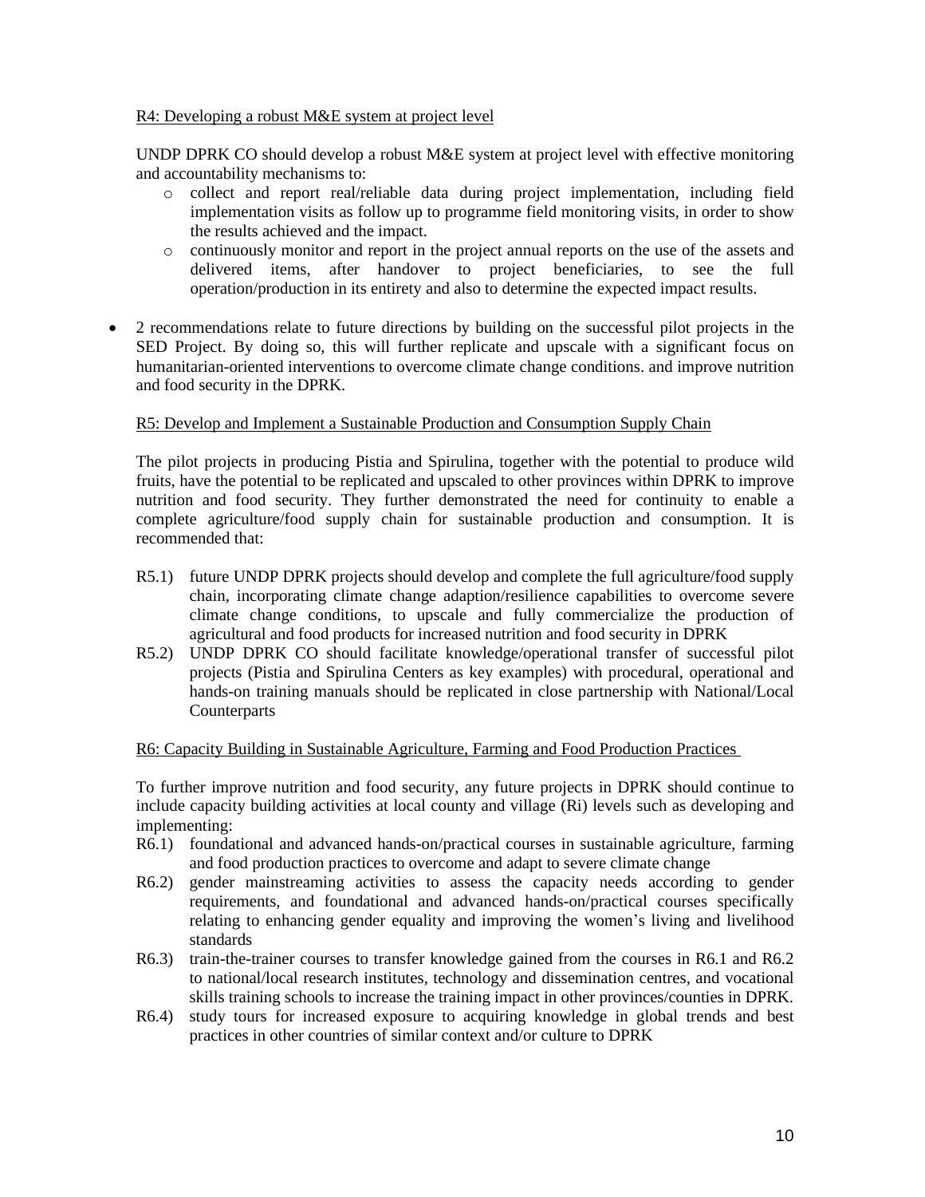R4: Developing a robust M&E system at project level

UNDP DPRK CO should develop a robust M&E system at project level with effective monitoring and accountability mechanisms to:

- collect and report real/reliable data during project implementation, including field implementation visits as follow up to programme field monitoring visits, in order to show the results achieved and the impact.
- continuously monitor and report in the project annual reports on the use of the assets and delivered items, after handover to project beneficiaries, to see the full operation/production in its entirety and also to determine the expected impact results.

- 2 recommendations relate to future directions by building on the successful pilot projects in the SED Project. By doing so, this will further replicate and upscale with a significant focus on humanitarian-oriented interventions to overcome climate change conditions. and improve nutrition and food security in the DPRK.

R5: Develop and Implement a Sustainable Production and Consumption Supply Chain

The pilot projects in producing Pistia and Spirulina, together with the potential to produce wild fruits, have the potential to be replicated and upscaled to other provinces within DPRK to improve nutrition and food security. They further demonstrated the need for continuity to enable a complete agriculture/food supply chain for sustainable production and consumption. It is recommended that:

R5.1) future UNDP DPRK projects should develop and complete the full agriculture/food supply chain, incorporating climate change adaption/resilience capabilities to overcome severe climate change conditions, to upscale and fully commercialize the production of agricultural and food products for increased nutrition and food security in DPRK

R5.2) UNDP DPRK CO should facilitate knowledge/operational transfer of successful pilot projects (Pistia and Spirulina Centers as key examples) with procedural, operational and hands-on training manuals should be replicated in close partnership with National/Local Counterparts

R6: Capacity Building in Sustainable Agriculture, Farming and Food Production Practices

To further improve nutrition and food security, any future projects in DPRK should continue to include capacity building activities at local county and village (Ri) levels such as developing and implementing:

R6.1) foundational and advanced hands-on/practical courses in sustainable agriculture, farming and food production practices to overcome and adapt to severe climate change

R6.2) gender mainstreaming activities to assess the capacity needs according to gender requirements, and foundational and advanced hands-on/practical courses specifically relating to enhancing gender equality and improving the women's living and livelihood standards

R6.3) train-the-trainer courses to transfer knowledge gained from the courses in R6.1 and R6.2 to national/local research institutes, technology and dissemination centres, and vocational skills training schools to increase the training impact in other provinces/counties in DPRK.

R6.4) study tours for increased exposure to acquiring knowledge in global trends and best practices in other countries of similar context and/or culture to DPRK